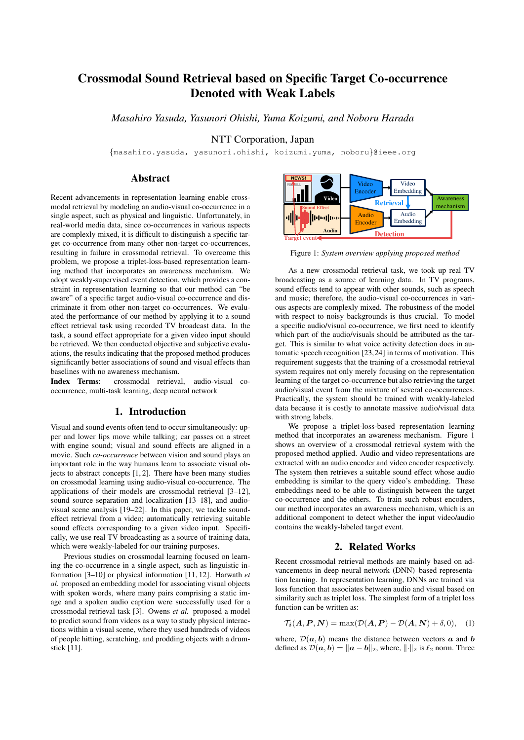# Crossmodal Sound Retrieval based on Specific Target Co-occurrence Denoted with Weak Labels

*Masahiro Yasuda, Yasunori Ohishi, Yuma Koizumi, and Noboru Harada*

NTT Corporation, Japan

{masahiro.yasuda, yasunori.ohishi, koizumi.yuma, noboru}@ieee.org

## Abstract

Recent advancements in representation learning enable crossmodal retrieval by modeling an audio-visual co-occurrence in a single aspect, such as physical and linguistic. Unfortunately, in real-world media data, since co-occurrences in various aspects are complexly mixed, it is difficult to distinguish a specific target co-occurrence from many other non-target co-occurrences, resulting in failure in crossmodal retrieval. To overcome this problem, we propose a triplet-loss-based representation learning method that incorporates an awareness mechanism. We adopt weakly-supervised event detection, which provides a constraint in representation learning so that our method can "be aware" of a specific target audio-visual co-occurrence and discriminate it from other non-target co-occurrences. We evaluated the performance of our method by applying it to a sound effect retrieval task using recorded TV broadcast data. In the task, a sound effect appropriate for a given video input should be retrieved. We then conducted objective and subjective evaluations, the results indicating that the proposed method produces significantly better associations of sound and visual effects than baselines with no awareness mechanism.

**Index Terms**: crossmodal retrieval, audio-visual co-occurrence, multi-task learning, deep neural network

## 1. Introduction

Visual and sound events often tend to occur simultaneously: upper and lower lips move while talking; car passes on a street with engine sound; visual and sound effects are aligned in a movie. Such *co-occurrence* between vision and sound plays an important role in the way humans learn to associate visual objects to abstract concepts [1, 2]. There have been many studies on crossmodal learning using audio-visual co-occurrence. The applications of their models are crossmodal retrieval [3–12], sound source separation and localization [13–18], and audio-visual scene analysis [19–22]. In this paper, we tackle sound-effect retrieval from a video; automatically retrieving suitable sound effects corresponding to a given video input. Specifically, we use real TV broadcasting as a source of training data, which were weakly-labeled for our training purposes.

Previous studies on crossmodal learning focused on learning the co-occurrence in a single aspect, such as linguistic information [3–10] or physical information [11, 12]. Harwath *et al.* proposed an embedding model for associating visual objects with spoken words, where many pairs comprising a static image and a spoken audio caption were successfully used for a crossmodal retrieval task [3]. Owens *et al.* proposed a model to predict sound from videos as a way to study physical interactions within a visual scene, where they used hundreds of videos of people hitting, scratching, and prodding objects with a drumstick [11].

Figure 1: *System overview applying proposed method*

As a new crossmodal retrieval task, we took up real TV broadcasting as a source of learning data. In TV programs, sound effects tend to appear with other sounds, such as speech and music; therefore, the audio-visual co-occurrences in various aspects are complexly mixed. The robustness of the model with respect to noisy backgrounds is thus crucial. To model a specific audio/visual co-occurrence, we first need to identify which part of the audio/visuals should be attributed as the target. This is similar to what voice activity detection does in automatic speech recognition [23,24] in terms of motivation. This requirement suggests that the training of a crossmodal retrieval system requires not only merely focusing on the representation learning of the target co-occurrence but also retrieving the target audio/visual event from the mixture of several co-occurrences. Practically, the system should be trained with weakly-labeled data because it is costly to annotate massive audio/visual data with strong labels.

We propose a triplet-loss-based representation learning method that incorporates an awareness mechanism. Figure 1 shows an overview of a crossmodal retrieval system with the proposed method applied. Audio and video representations are extracted with an audio encoder and video encoder respectively. The system then retrieves a suitable sound effect whose audio embedding is similar to the query video's embedding. These embeddings need to be able to distinguish between the target co-occurrence and the others. To train such robust encoders, our method incorporates an awareness mechanism, which is an additional component to detect whether the input video/audio contains the weakly-labeled target event.

## 2. Related Works

Recent crossmodal retrieval methods are mainly based on advancements in deep neural network (DNN)–based representation learning. In representation learning, DNNs are trained via loss function that associates between audio and visual based on similarity such as triplet loss. The simplest form of a triplet loss function can be written as:

$$\mathcal{T}_\delta(\boldsymbol{A}, \boldsymbol{P}, \boldsymbol{N}) = \max(\mathcal{D}(\boldsymbol{A}, \boldsymbol{P}) - \mathcal{D}(\boldsymbol{A}, \boldsymbol{N}) + \delta, 0), \quad (1)$$

where, $\mathcal{D}(\boldsymbol{a}, \boldsymbol{b})$ means the distance between vectors $\boldsymbol{a}$ and $\boldsymbol{b}$ defined as $\mathcal{D}(\boldsymbol{a}, \boldsymbol{b}) = \|\boldsymbol{a} - \boldsymbol{b}\|_2$, where, $\|\cdot\|_2$ is $\ell_2$ norm. Three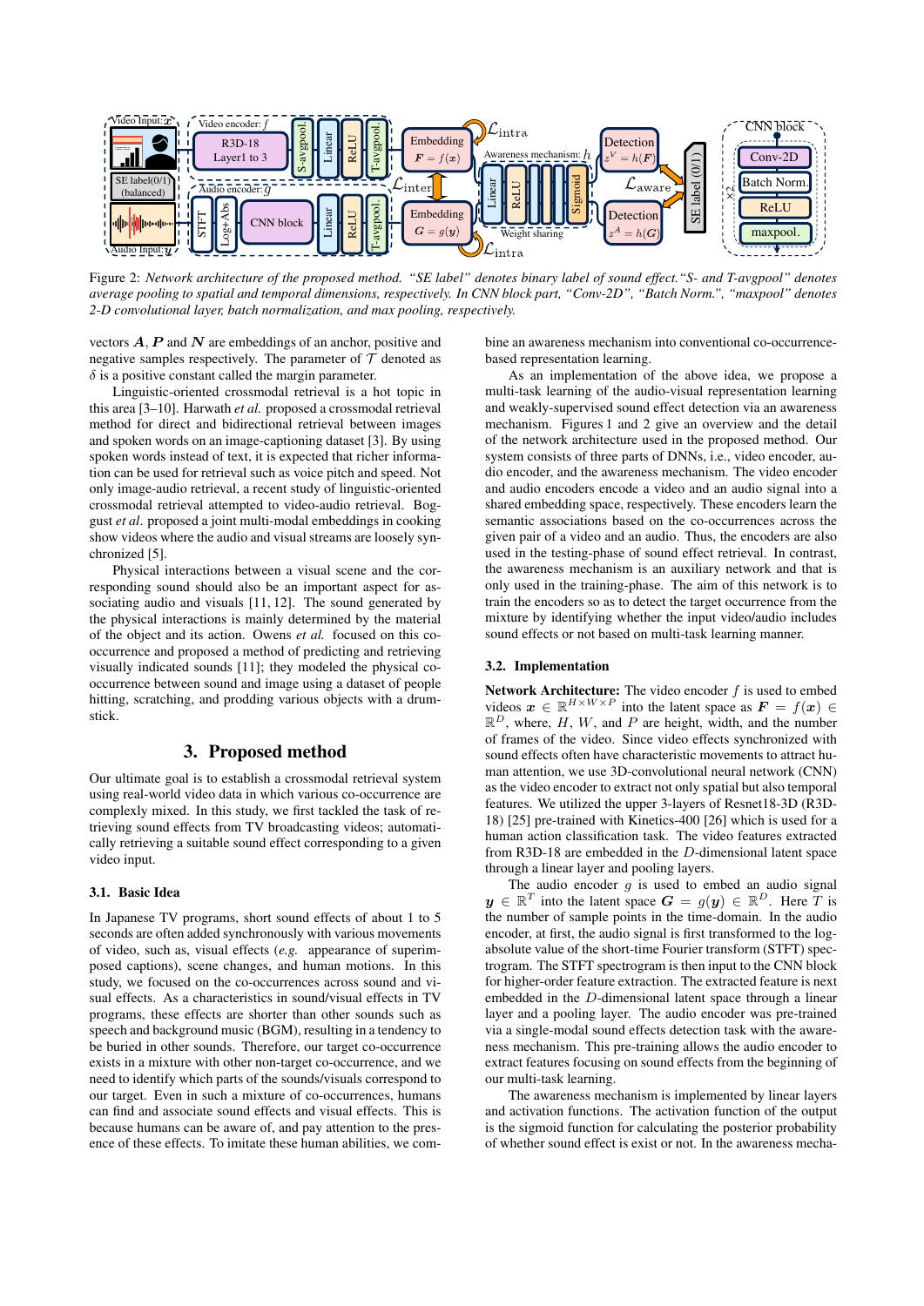Figure 2: *Network architecture of the proposed method. "SE label" denotes binary label of sound effect."S- and T-avgpool" denotes average pooling to spatial and temporal dimensions, respectively. In CNN block part, "Conv-2D", "Batch Norm.", "maxpool" denotes 2-D convolutional layer, batch normalization, and max pooling, respectively.*

vectors $\boldsymbol{A}$, $\boldsymbol{P}$ and $\boldsymbol{N}$ are embeddings of an anchor, positive and negative samples respectively. The parameter of $\mathcal{T}$ denoted as $\delta$ is a positive constant called the margin parameter.

Linguistic-oriented crossmodal retrieval is a hot topic in this area [3–10]. Harwath *et al.* proposed a crossmodal retrieval method for direct and bidirectional retrieval between images and spoken words on an image-captioning dataset [3]. By using spoken words instead of text, it is expected that richer information can be used for retrieval such as voice pitch and speed. Not only image-audio retrieval, a recent study of linguistic-oriented crossmodal retrieval attempted to video-audio retrieval. Boggust *et al*. proposed a joint multi-modal embeddings in cooking show videos where the audio and visual streams are loosely synchronized [5].

Physical interactions between a visual scene and the corresponding sound should also be an important aspect for associating audio and visuals [11, 12]. The sound generated by the physical interactions is mainly determined by the material of the object and its action. Owens *et al.* focused on this co-occurrence and proposed a method of predicting and retrieving visually indicated sounds [11]; they modeled the physical co-occurrence between sound and image using a dataset of people hitting, scratching, and prodding various objects with a drumstick.

## 3. Proposed method

Our ultimate goal is to establish a crossmodal retrieval system using real-world video data in which various co-occurrence are complexly mixed. In this study, we first tackled the task of retrieving sound effects from TV broadcasting videos; automatically retrieving a suitable sound effect corresponding to a given video input.

### 3.1. Basic Idea

In Japanese TV programs, short sound effects of about 1 to 5 seconds are often added synchronously with various movements of video, such as, visual effects (*e.g.* appearance of superimposed captions), scene changes, and human motions. In this study, we focused on the co-occurrences across sound and visual effects. As a characteristics in sound/visual effects in TV programs, these effects are shorter than other sounds such as speech and background music (BGM), resulting in a tendency to be buried in other sounds. Therefore, our target co-occurrence exists in a mixture with other non-target co-occurrence, and we need to identify which parts of the sounds/visuals correspond to our target. Even in such a mixture of co-occurrences, humans can find and associate sound effects and visual effects. This is because humans can be aware of, and pay attention to the presence of these effects. To imitate these human abilities, we combine an awareness mechanism into conventional co-occurrence-based representation learning.

As an implementation of the above idea, we propose a multi-task learning of the audio-visual representation learning and weakly-supervised sound effect detection via an awareness mechanism. Figures 1 and 2 give an overview and the detail of the network architecture used in the proposed method. Our system consists of three parts of DNNs, i.e., video encoder, audio encoder, and the awareness mechanism. The video encoder and audio encoders encode a video and an audio signal into a shared embedding space, respectively. These encoders learn the semantic associations based on the co-occurrences across the given pair of a video and an audio. Thus, the encoders are also used in the testing-phase of sound effect retrieval. In contrast, the awareness mechanism is an auxiliary network and that is only used in the training-phase. The aim of this network is to train the encoders so as to detect the target occurrence from the mixture by identifying whether the input video/audio includes sound effects or not based on multi-task learning manner.

### 3.2. Implementation

**Network Architecture:** The video encoder $f$ is used to embed videos $\boldsymbol{x} \in \mathbb{R}^{H \times W \times P}$ into the latent space as $\boldsymbol{F} = f(\boldsymbol{x}) \in \mathbb{R}^{D}$, where, $H$, $W$, and $P$ are height, width, and the number of frames of the video. Since video effects synchronized with sound effects often have characteristic movements to attract human attention, we use 3D-convolutional neural network (CNN) as the video encoder to extract not only spatial but also temporal features. We utilized the upper 3-layers of Resnet18-3D (R3D-18) [25] pre-trained with Kinetics-400 [26] which is used for a human action classification task. The video features extracted from R3D-18 are embedded in the $D$-dimensional latent space through a linear layer and pooling layers.

The audio encoder $g$ is used to embed an audio signal $\boldsymbol{y} \in \mathbb{R}^{T}$ into the latent space $\boldsymbol{G} = g(\boldsymbol{y}) \in \mathbb{R}^{D}$. Here $T$ is the number of sample points in the time-domain. In the audio encoder, at first, the audio signal is first transformed to the log-absolute value of the short-time Fourier transform (STFT) spectrogram. The STFT spectrogram is then input to the CNN block for higher-order feature extraction. The extracted feature is next embedded in the $D$-dimensional latent space through a linear layer and a pooling layer. The audio encoder was pre-trained via a single-modal sound effects detection task with the awareness mechanism. This pre-training allows the audio encoder to extract features focusing on sound effects from the beginning of our multi-task learning.

The awareness mechanism is implemented by linear layers and activation functions. The activation function of the output is the sigmoid function for calculating the posterior probability of whether sound effect is exist or not. In the awareness mecha-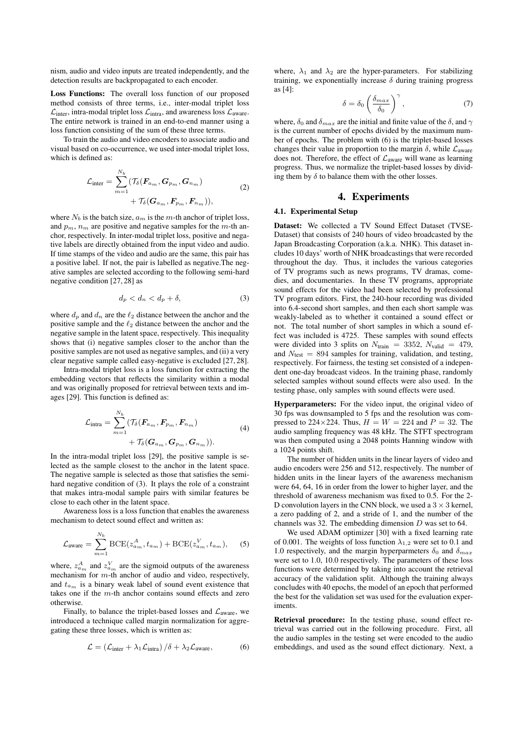nism, audio and video inputs are treated independently, and the detection results are backpropagated to each encoder.

**Loss Functions:** The overall loss function of our proposed method consists of three terms, i.e., inter-modal triplet loss $\mathcal{L}_{\text{inter}}$, intra-modal triplet loss $\mathcal{L}_{\text{intra}}$, and awareness loss $\mathcal{L}_{\text{aware}}$. The entire network is trained in an end-to-end manner using a loss function consisting of the sum of these three terms.

To train the audio and video encoders to associate audio and visual based on co-occurrence, we used inter-modal triplet loss, which is defined as:

$$\mathcal{L}_{\text{inter}} = \sum_{m=1}^{N_b} (\mathcal{T}_\delta(\boldsymbol{F}_{a_m}, \boldsymbol{G}_{p_m}, \boldsymbol{G}_{n_m}) + \mathcal{T}_\delta(\boldsymbol{G}_{a_m}, \boldsymbol{F}_{p_m}, \boldsymbol{F}_{n_m})), \tag{2}$$

where $N_b$ is the batch size, $a_m$ is the $m$-th anchor of triplet loss, and $p_m$, $n_m$ are positive and negative samples for the $m$-th anchor, respectively. In inter-modal triplet loss, positive and negative labels are directly obtained from the input video and audio. If time stamps of the video and audio are the same, this pair has a positive label. If not, the pair is labelled as negative.The negative samples are selected according to the following semi-hard negative condition [27, 28] as

$$d_p < d_n < d_p + \delta, \tag{3}$$

where $d_p$ and $d_n$ are the $\ell_2$ distance between the anchor and the positive sample and the $\ell_2$ distance between the anchor and the negative sample in the latent space, respectively. This inequality shows that (i) negative samples closer to the anchor than the positive samples are not used as negative samples, and (ii) a very clear negative sample called easy-negative is excluded [27, 28].

Intra-modal triplet loss is a loss function for extracting the embedding vectors that reflects the similarity within a modal and was originally proposed for retrieval between texts and images [29]. This function is defined as:

$$\mathcal{L}_{\text{intra}} = \sum_{m=1}^{N_b} (\mathcal{T}_\delta(\boldsymbol{F}_{a_m}, \boldsymbol{F}_{p_m}, \boldsymbol{F}_{n_m}) + \mathcal{T}_\delta(\boldsymbol{G}_{a_m}, \boldsymbol{G}_{p_m}, \boldsymbol{G}_{n_m})). \tag{4}$$

In the intra-modal triplet loss [29], the positive sample is selected as the sample closest to the anchor in the latent space. The negative sample is selected as those that satisfies the semi-hard negative condition of (3). It plays the role of a constraint that makes intra-modal sample pairs with similar features be close to each other in the latent space.

Awareness loss is a loss function that enables the awareness mechanism to detect sound effect and written as:

$$\mathcal{L}_{\text{aware}} = \sum_{m=1}^{N_b} \text{BCE}(z^A_{a_m}, t_{a_m}) + \text{BCE}(z^V_{a_m}, t_{a_m}), \tag{5}$$

where, $z^A_{a_m}$ and $z^V_{a_m}$ are the sigmoid outputs of the awareness mechanism for $m$-th anchor of audio and video, respectively, and $t_{a_m}$ is a binary weak label of sound event existence that takes one if the $m$-th anchor contains sound effects and zero otherwise.

Finally, to balance the triplet-based losses and $\mathcal{L}_{\text{aware}}$, we introduced a technique called margin normalization for aggregating these three losses, which is written as:

$$\mathcal{L} = (\mathcal{L}_{\text{inter}} + \lambda_1 \mathcal{L}_{\text{intra}}) / \delta + \lambda_2 \mathcal{L}_{\text{aware}}, \tag{6}$$

where, $\lambda_1$ and $\lambda_2$ are the hyper-parameters. For stabilizing training, we exponentially increase $\delta$ during training progress as [4]:

$$\delta = \delta_0 \left( \frac{\delta_{max}}{\delta_0} \right)^\gamma, \tag{7}$$

where, $\delta_0$ and $\delta_{max}$ are the initial and finite value of the $\delta$, and $\gamma$ is the current number of epochs divided by the maximum number of epochs. The problem with (6) is the triplet-based losses changes their value in proportion to the margin $\delta$, while $\mathcal{L}_{\text{aware}}$ does not. Therefore, the effect of $\mathcal{L}_{\text{aware}}$ will wane as learning progress. Thus, we normalize the triplet-based losses by dividing them by $\delta$ to balance them with the other losses.

# 4. Experiments

## 4.1. Experimental Setup

**Dataset:** We collected a TV Sound Effect Dataset (TVSE-Dataset) that consists of 240 hours of video broadcasted by the Japan Broadcasting Corporation (a.k.a. NHK). This dataset includes 10 days' worth of NHK broadcastings that were recorded throughout the day. Thus, it includes the various categories of TV programs such as news programs, TV dramas, comedies, and documentaries. In these TV programs, appropriate sound effects for the video had been selected by professional TV program editors. First, the 240-hour recording was divided into 6.4-second short samples, and then each short sample was weakly-labeled as to whether it contained a sound effect or not. The total number of short samples in which a sound effect was included is 4725. These samples with sound effects were divided into 3 splits on $N_{\text{train}} = 3352$, $N_{\text{valid}} = 479$, and $N_{\text{test}} = 894$ samples for training, validation, and testing, respectively. For fairness, the testing set consisted of a independent one-day broadcast videos. In the training phase, randomly selected samples without sound effects were also used. In the testing phase, only samples with sound effects were used.

**Hyperparameters:** For the video input, the original video of 30 fps was downsampled to 5 fps and the resolution was compressed to 224×224. Thus, $H = W = 224$ and $P = 32$. The audio sampling frequency was 48 kHz. The STFT spectrogram was then computed using a 2048 points Hanning window with a 1024 points shift.

The number of hidden units in the linear layers of video and audio encoders were 256 and 512, respectively. The number of hidden units in the linear layers of the awareness mechanism were 64, 64, 16 in order from the lower to higher layer, and the threshold of awareness mechanism was fixed to 0.5. For the 2-D convolution layers in the CNN block, we used a $3 \times 3$ kernel, a zero padding of 2, and a stride of 1, and the number of the channels was 32. The embedding dimension $D$ was set to 64.

We used ADAM optimizer [30] with a fixed learning rate of 0.001. The weights of loss function $\lambda_{1,2}$ were set to 0.1 and 1.0 respectively, and the margin hyperparameters $\delta_0$ and $\delta_{max}$ were set to 1.0, 10.0 respectively. The parameters of these loss functions were determined by taking into account the retrieval accuracy of the validation split. Although the training always concludes with 40 epochs, the model of an epoch that performed the best for the validation set was used for the evaluation experiments.

**Retrieval procedure:** In the testing phase, sound effect retrieval was carried out in the following procedure. First, all the audio samples in the testing set were encoded to the audio embeddings, and used as the sound effect dictionary. Next, a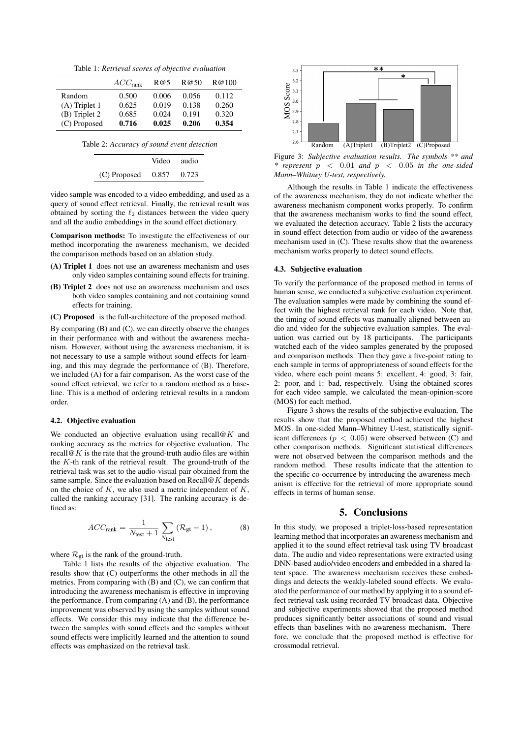Table 1: *Retrieval scores of objective evaluation*

| | $ACC_{\text{rank}}$ | R@5 | R@50 | R@100 |
|---|---|---|---|---|
| Random | 0.500 | 0.006 | 0.056 | 0.112 |
| (A) Triplet 1 | 0.625 | 0.019 | 0.138 | 0.260 |
| (B) Triplet 2 | 0.685 | 0.024 | 0.191 | 0.320 |
| (C) Proposed | **0.716** | **0.025** | **0.206** | **0.354** |

Table 2: *Accuracy of sound event detection*

| | Video | audio |
|---|---|---|
| (C) Proposed | 0.857 | 0.723 |

video sample was encoded to a video embedding, and used as a query of sound effect retrieval. Finally, the retrieval result was obtained by sorting the $\ell_2$ distances between the video query and all the audio embeddings in the sound effect dictionary.

**Comparison methods:** To investigate the effectiveness of our method incorporating the awareness mechanism, we decided the comparison methods based on an ablation study.

- **(A) Triplet 1** does not use an awareness mechanism and uses only video samples containing sound effects for training.
- **(B) Triplet 2** does not use an awareness mechanism and uses both video samples containing and not containing sound effects for training.
- **(C) Proposed** is the full-architecture of the proposed method.

By comparing (B) and (C), we can directly observe the changes in their performance with and without the awareness mechanism. However, without using the awareness mechanism, it is not necessary to use a sample without sound effects for learning, and this may degrade the performance of (B). Therefore, we included (A) for a fair comparison. As the worst case of the sound effect retrieval, we refer to a random method as a baseline. This is a method of ordering retrieval results in a random order.

### 4.2. Objective evaluation

We conducted an objective evaluation using recall@$K$ and ranking accuracy as the metrics for objective evaluation. The recall@$K$ is the rate that the ground-truth audio files are within the $K$-th rank of the retrieval result. The ground-truth of the retrieval task was set to the audio-visual pair obtained from the same sample. Since the evaluation based on Recall@$K$ depends on the choice of $K$, we also used a metric independent of $K$, called the ranking accuracy [31]. The ranking accuracy is defined as:

$$ACC_{\text{rank}} = \frac{1}{N_{\text{test}} + 1} \sum_{N_{\text{test}}} (\mathcal{R}_{\text{gt}} - 1), \tag{8}$$

where $\mathcal{R}_{\text{gt}}$ is the rank of the ground-truth.

Table 1 lists the results of the objective evaluation. The results show that (C) outperforms the other methods in all the metrics. From comparing with (B) and (C), we can confirm that introducing the awareness mechanism is effective in improving the performance. From comparing (A) and (B), the performance improvement was observed by using the samples without sound effects. We consider this may indicate that the difference between the samples with sound effects and the samples without sound effects were implicitly learned and the attention to sound effects was emphasized on the retrieval task.

Figure 3: *Subjective evaluation results. The symbols ** and * represent $p < 0.01$ and $p < 0.05$ in the one-sided Mann–Whitney U-test, respectively.*

Although the results in Table 1 indicate the effectiveness of the awareness mechanism, they do not indicate whether the awareness mechanism component works properly. To confirm that the awareness mechanism works to find the sound effect, we evaluated the detection accuracy. Table 2 lists the accuracy in sound effect detection from audio or video of the awareness mechanism used in (C). These results show that the awareness mechanism works properly to detect sound effects.

### 4.3. Subjective evaluation

To verify the performance of the proposed method in terms of human sense, we conducted a subjective evaluation experiment. The evaluation samples were made by combining the sound effect with the highest retrieval rank for each video. Note that, the timing of sound effects was manually aligned between audio and video for the subjective evaluation samples. The evaluation was carried out by 18 participants. The participants watched each of the video samples generated by the proposed and comparison methods. Then they gave a five-point rating to each sample in terms of appropriateness of sound effects for the video, where each point means 5: excellent, 4: good, 3: fair, 2: poor, and 1: bad, respectively. Using the obtained scores for each video sample, we calculated the mean-opinion-score (MOS) for each method.

Figure 3 shows the results of the subjective evaluation. The results show that the proposed method achieved the highest MOS. In one-sided Mann–Whitney U-test, statistically significant differences ($p < 0.05$) were observed between (C) and other comparison methods. Significant statistical differences were not observed between the comparison methods and the random method. These results indicate that the attention to the specific co-occurrence by introducing the awareness mechanism is effective for the retrieval of more appropriate sound effects in terms of human sense.

## 5. Conclusions

In this study, we proposed a triplet-loss-based representation learning method that incorporates an awareness mechanism and applied it to the sound effect retrieval task using TV broadcast data. The audio and video representations were extracted using DNN-based audio/video encoders and embedded in a shared latent space. The awareness mechanism receives these embeddings and detects the weakly-labeled sound effects. We evaluated the performance of our method by applying it to a sound effect retrieval task using recorded TV broadcast data. Objective and subjective experiments showed that the proposed method produces significantly better associations of sound and visual effects than baselines with no awareness mechanism. Therefore, we conclude that the proposed method is effective for crossmodal retrieval.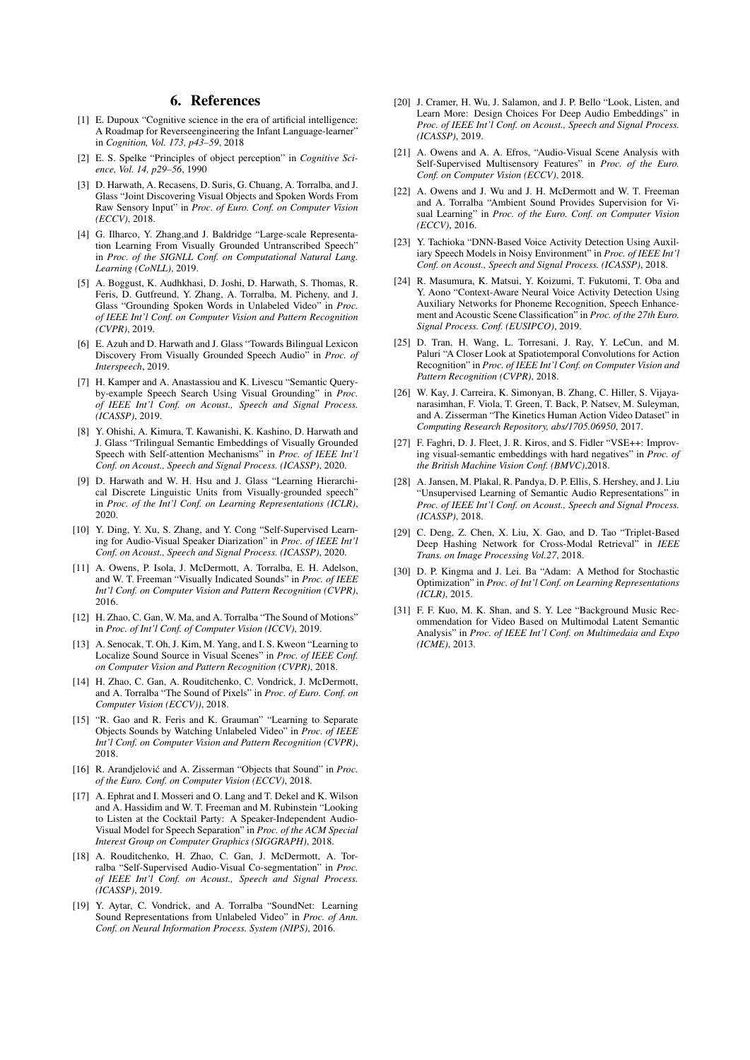## 6. References

[1] E. Dupoux "Cognitive science in the era of artificial intelligence: A Roadmap for Reverseengineering the Infant Language-learner" in *Cognition, Vol. 173, p43–59*, 2018

[2] E. S. Spelke "Principles of object perception" in *Cognitive Science, Vol. 14, p29–56*, 1990

[3] D. Harwath, A. Recasens, D. Suris, G. Chuang, A. Torralba, and J. Glass "Joint Discovering Visual Objects and Spoken Words From Raw Sensory Input" in *Proc. of Euro. Conf. on Computer Vision (ECCV)*, 2018.

[4] G. Ilharco, Y. Zhang,and J. Baldridge "Large-scale Representation Learning From Visually Grounded Untranscribed Speech" in *Proc. of the SIGNLL Conf. on Computational Natural Lang. Learning (CoNLL)*, 2019.

[5] A. Boggust, K. Audhkhasi, D. Joshi, D. Harwath, S. Thomas, R. Feris, D. Gutfreund, Y. Zhang, A. Torralba, M. Picheny, and J. Glass "Grounding Spoken Words in Unlabeled Video" in *Proc. of IEEE Int'l Conf. on Computer Vision and Pattern Recognition (CVPR)*, 2019.

[6] E. Azuh and D. Harwath and J. Glass "Towards Bilingual Lexicon Discovery From Visually Grounded Speech Audio" in *Proc. of Interspeech*, 2019.

[7] H. Kamper and A. Anastassiou and K. Livescu "Semantic Query-by-example Speech Search Using Visual Grounding" in *Proc. of IEEE Int'l Conf. on Acoust., Speech and Signal Process. (ICASSP)*, 2019.

[8] Y. Ohishi, A. Kimura, T. Kawanishi, K. Kashino, D. Harwath and J. Glass "Trilingual Semantic Embeddings of Visually Grounded Speech with Self-attention Mechanisms" in *Proc. of IEEE Int'l Conf. on Acoust., Speech and Signal Process. (ICASSP)*, 2020.

[9] D. Harwath and W. H. Hsu and J. Glass "Learning Hierarchical Discrete Linguistic Units from Visually-grounded speech" in *Proc. of the Int'l Conf. on Learning Representations (ICLR)*, 2020.

[10] Y. Ding, Y. Xu, S. Zhang, and Y. Cong "Self-Supervised Learning for Audio-Visual Speaker Diarization" in *Proc. of IEEE Int'l Conf. on Acoust., Speech and Signal Process. (ICASSP)*, 2020.

[11] A. Owens, P. Isola, J. McDermott, A. Torralba, E. H. Adelson, and W. T. Freeman "Visually Indicated Sounds" in *Proc. of IEEE Int'l Conf. on Computer Vision and Pattern Recognition (CVPR)*, 2016.

[12] H. Zhao, C. Gan, W. Ma, and A. Torralba "The Sound of Motions" in *Proc. of Int'l Conf. of Computer Vision (ICCV)*, 2019.

[13] A. Senocak, T. Oh, J. Kim, M. Yang, and I. S. Kweon "Learning to Localize Sound Source in Visual Scenes" in *Proc. of IEEE Conf. on Computer Vision and Pattern Recognition (CVPR)*, 2018.

[14] H. Zhao, C. Gan, A. Rouditchenko, C. Vondrick, J. McDermott, and A. Torralba "The Sound of Pixels" in *Proc. of Euro. Conf. on Computer Vision (ECCV))*, 2018.

[15] "R. Gao and R. Feris and K. Grauman" "Learning to Separate Objects Sounds by Watching Unlabeled Video" in *Proc. of IEEE Int'l Conf. on Computer Vision and Pattern Recognition (CVPR)*, 2018.

[16] R. Arandjelović and A. Zisserman "Objects that Sound" in *Proc. of the Euro. Conf. on Computer Vision (ECCV)*, 2018.

[17] A. Ephrat and I. Mosseri and O. Lang and T. Dekel and K. Wilson and A. Hassidim and W. T. Freeman and M. Rubinstein "Looking to Listen at the Cocktail Party: A Speaker-Independent Audio-Visual Model for Speech Separation" in *Proc. of the ACM Special Interest Group on Computer Graphics (SIGGRAPH)*, 2018.

[18] A. Rouditchenko, H. Zhao, C. Gan, J. McDermott, A. Torralba "Self-Supervised Audio-Visual Co-segmentation" in *Proc. of IEEE Int'l Conf. on Acoust., Speech and Signal Process. (ICASSP)*, 2019.

[19] Y. Aytar, C. Vondrick, and A. Torralba "SoundNet: Learning Sound Representations from Unlabeled Video" in *Proc. of Ann. Conf. on Neural Information Process. System (NIPS)*, 2016.

[20] J. Cramer, H. Wu, J. Salamon, and J. P. Bello "Look, Listen, and Learn More: Design Choices For Deep Audio Embeddings" in *Proc. of IEEE Int'l Conf. on Acoust., Speech and Signal Process. (ICASSP)*, 2019.

[21] A. Owens and A. A. Efros, "Audio-Visual Scene Analysis with Self-Supervised Multisensory Features" in *Proc. of the Euro. Conf. on Computer Vision (ECCV)*, 2018.

[22] A. Owens and J. Wu and J. H. McDermott and W. T. Freeman and A. Torralba "Ambient Sound Provides Supervision for Visual Learning" in *Proc. of the Euro. Conf. on Computer Vision (ECCV)*, 2016.

[23] Y. Tachioka "DNN-Based Voice Activity Detection Using Auxiliary Speech Models in Noisy Environment" in *Proc. of IEEE Int'l Conf. on Acoust., Speech and Signal Process. (ICASSP)*, 2018.

[24] R. Masumura, K. Matsui, Y. Koizumi, T. Fukutomi, T. Oba and Y. Aono "Context-Aware Neural Voice Activity Detection Using Auxiliary Networks for Phoneme Recognition, Speech Enhancement and Acoustic Scene Classification" in *Proc. of the 27th Euro. Signal Process. Conf. (EUSIPCO)*, 2019.

[25] D. Tran, H. Wang, L. Torresani, J. Ray, Y. LeCun, and M. Paluri "A Closer Look at Spatiotemporal Convolutions for Action Recognition" in *Proc. of IEEE Int'l Conf. on Computer Vision and Pattern Recognition (CVPR)*, 2018.

[26] W. Kay, J. Carreira, K. Simonyan, B. Zhang, C. Hiller, S. Vijayanarasimhan, F. Viola, T. Green, T. Back, P. Natsev, M. Suleyman, and A. Zisserman "The Kinetics Human Action Video Dataset" in *Computing Research Repository, abs/1705.06950*, 2017.

[27] F. Faghri, D. J. Fleet, J. R. Kiros, and S. Fidler "VSE++: Improving visual-semantic embeddings with hard negatives" in *Proc. of the British Machine Vision Conf. (BMVC)*,2018.

[28] A. Jansen, M. Plakal, R. Pandya, D. P. Ellis, S. Hershey, and J. Liu "Unsupervised Learning of Semantic Audio Representations" in *Proc. of IEEE Int'l Conf. on Acoust., Speech and Signal Process. (ICASSP)*, 2018.

[29] C. Deng, Z. Chen, X. Liu, X. Gao, and D. Tao "Triplet-Based Deep Hashing Network for Cross-Modal Retrieval" in *IEEE Trans. on Image Processing Vol.27*, 2018.

[30] D. P. Kingma and J. Lei. Ba "Adam: A Method for Stochastic Optimization" in *Proc. of Int'l Conf. on Learning Representations (ICLR)*, 2015.

[31] F. F. Kuo, M. K. Shan, and S. Y. Lee "Background Music Recommendation for Video Based on Multimodal Latent Semantic Analysis" in *Proc. of IEEE Int'l Conf. on Multimedaia and Expo (ICME)*, 2013.